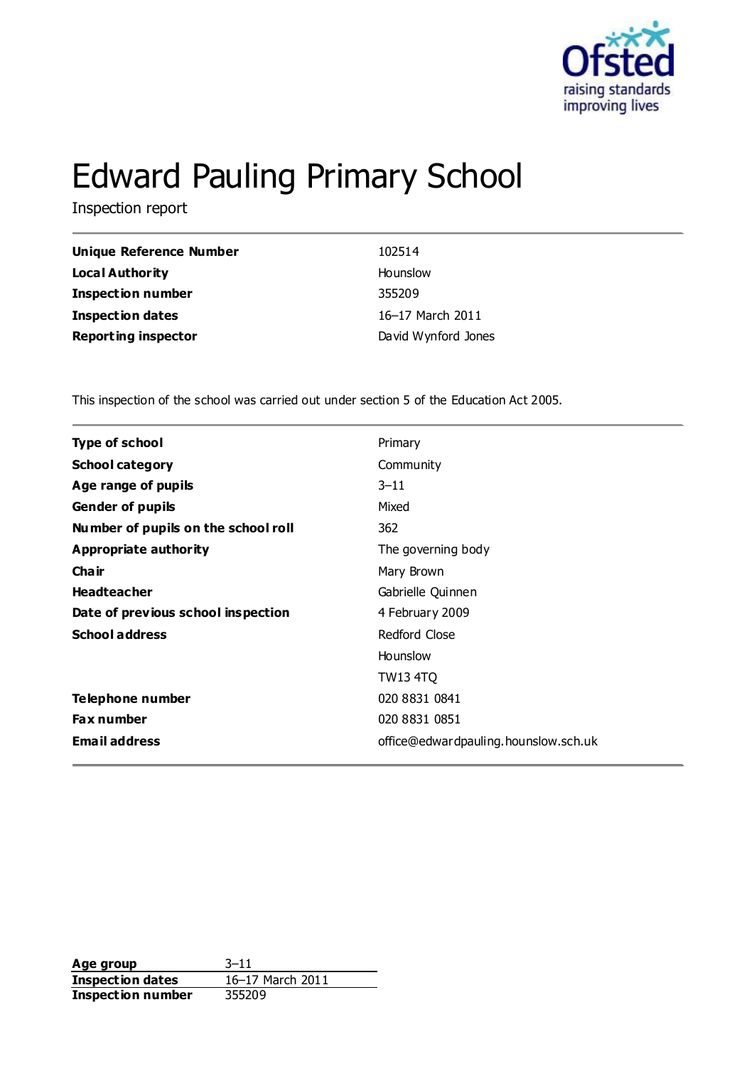# Edward Pauling Primary School

Inspection report

| | |
|---|---|
| **Unique Reference Number** | 102514 |
| **Local Authority** | Hounslow |
| **Inspection number** | 355209 |
| **Inspection dates** | 16–17 March 2011 |
| **Reporting inspector** | David Wynford Jones |

This inspection of the school was carried out under section 5 of the Education Act 2005.

| | |
|---|---|
| **Type of school** | Primary |
| **School category** | Community |
| **Age range of pupils** | 3–11 |
| **Gender of pupils** | Mixed |
| **Number of pupils on the school roll** | 362 |
| **Appropriate authority** | The governing body |
| **Chair** | Mary Brown |
| **Headteacher** | Gabrielle Quinnen |
| **Date of previous school inspection** | 4 February 2009 |
| **School address** | Redford Close |
| | Hounslow |
| | TW13 4TQ |
| **Telephone number** | 020 8831 0841 |
| **Fax number** | 020 8831 0851 |
| **Email address** | office@edwardpauling.hounslow.sch.uk |

| | |
|---|---|
| **Age group** | 3–11 |
| **Inspection dates** | 16–17 March 2011 |
| **Inspection number** | 355209 |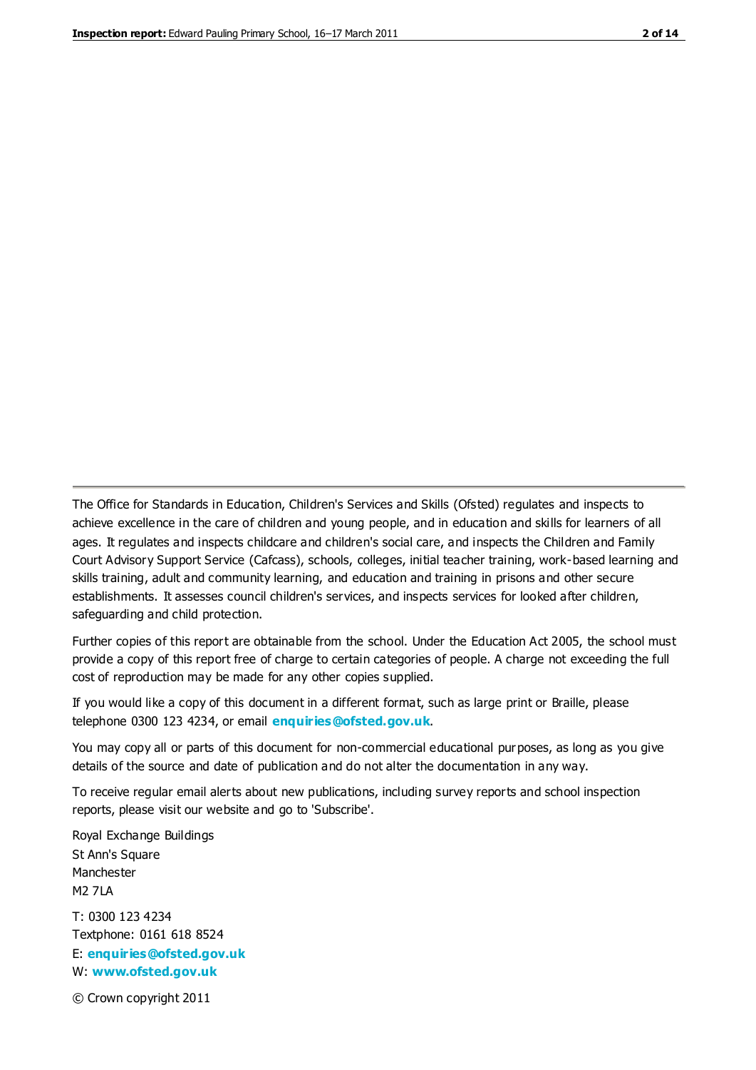The Office for Standards in Education, Children's Services and Skills (Ofsted) regulates and inspects to achieve excellence in the care of children and young people, and in education and skills for learners of all ages. It regulates and inspects childcare and children's social care, and inspects the Children and Family Court Advisory Support Service (Cafcass), schools, colleges, initial teacher training, work-based learning and skills training, adult and community learning, and education and training in prisons and other secure establishments. It assesses council children's services, and inspects services for looked after children, safeguarding and child protection.

Further copies of this report are obtainable from the school. Under the Education Act 2005, the school must provide a copy of this report free of charge to certain categories of people. A charge not exceeding the full cost of reproduction may be made for any other copies supplied.

If you would like a copy of this document in a different format, such as large print or Braille, please telephone 0300 123 4234, or email **enquiries@ofsted.gov.uk**.

You may copy all or parts of this document for non-commercial educational purposes, as long as you give details of the source and date of publication and do not alter the documentation in any way.

To receive regular email alerts about new publications, including survey reports and school inspection reports, please visit our website and go to 'Subscribe'.

Royal Exchange Buildings
St Ann's Square
Manchester
M2 7LA

T: 0300 123 4234
Textphone: 0161 618 8524
E: **enquiries@ofsted.gov.uk**
W: **www.ofsted.gov.uk**

© Crown copyright 2011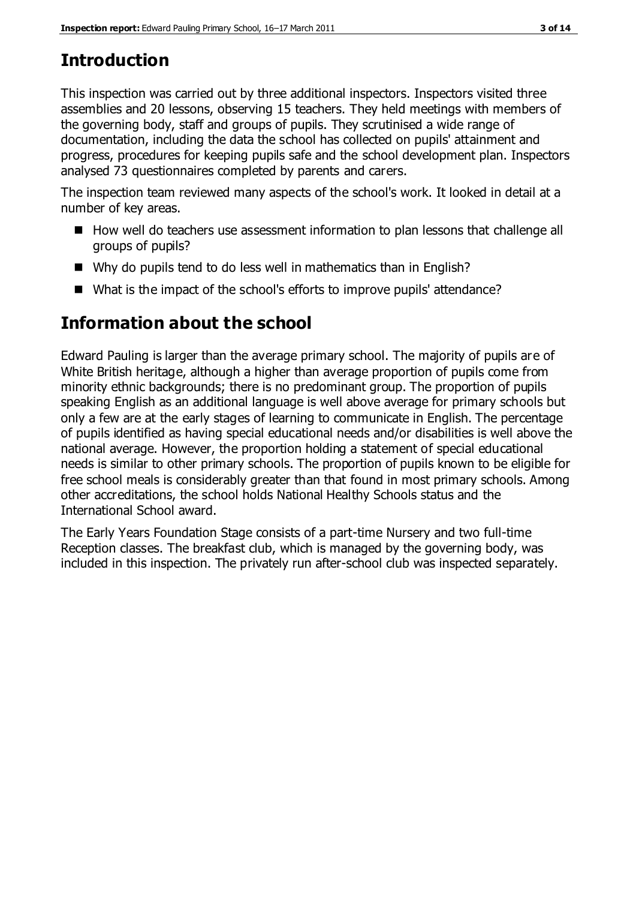## Introduction

This inspection was carried out by three additional inspectors. Inspectors visited three assemblies and 20 lessons, observing 15 teachers. They held meetings with members of the governing body, staff and groups of pupils. They scrutinised a wide range of documentation, including the data the school has collected on pupils' attainment and progress, procedures for keeping pupils safe and the school development plan. Inspectors analysed 73 questionnaires completed by parents and carers.

The inspection team reviewed many aspects of the school's work. It looked in detail at a number of key areas.

- How well do teachers use assessment information to plan lessons that challenge all groups of pupils?
- Why do pupils tend to do less well in mathematics than in English?
- What is the impact of the school's efforts to improve pupils' attendance?

## Information about the school

Edward Pauling is larger than the average primary school. The majority of pupils are of White British heritage, although a higher than average proportion of pupils come from minority ethnic backgrounds; there is no predominant group. The proportion of pupils speaking English as an additional language is well above average for primary schools but only a few are at the early stages of learning to communicate in English. The percentage of pupils identified as having special educational needs and/or disabilities is well above the national average. However, the proportion holding a statement of special educational needs is similar to other primary schools. The proportion of pupils known to be eligible for free school meals is considerably greater than that found in most primary schools. Among other accreditations, the school holds National Healthy Schools status and the International School award.

The Early Years Foundation Stage consists of a part-time Nursery and two full-time Reception classes. The breakfast club, which is managed by the governing body, was included in this inspection. The privately run after-school club was inspected separately.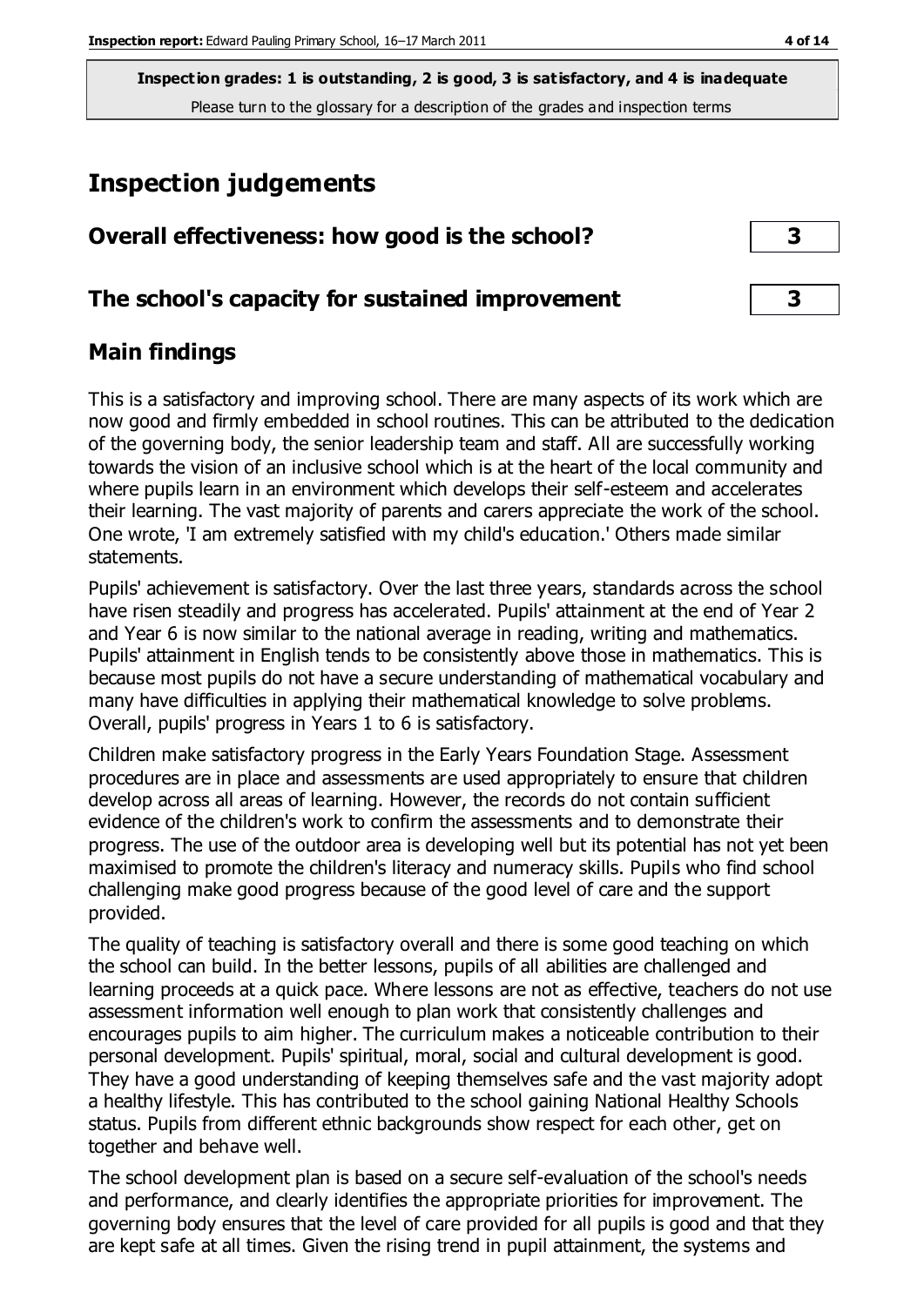**Inspection grades: 1 is outstanding, 2 is good, 3 is satisfactory, and 4 is inadequate**
Please turn to the glossary for a description of the grades and inspection terms

# Inspection judgements

| **Overall effectiveness: how good is the school?** | **3** |
| --- | --- |
| **The school's capacity for sustained improvement** | **3** |

## Main findings

This is a satisfactory and improving school. There are many aspects of its work which are now good and firmly embedded in school routines. This can be attributed to the dedication of the governing body, the senior leadership team and staff. All are successfully working towards the vision of an inclusive school which is at the heart of the local community and where pupils learn in an environment which develops their self-esteem and accelerates their learning. The vast majority of parents and carers appreciate the work of the school. One wrote, 'I am extremely satisfied with my child's education.' Others made similar statements.

Pupils' achievement is satisfactory. Over the last three years, standards across the school have risen steadily and progress has accelerated. Pupils' attainment at the end of Year 2 and Year 6 is now similar to the national average in reading, writing and mathematics. Pupils' attainment in English tends to be consistently above those in mathematics. This is because most pupils do not have a secure understanding of mathematical vocabulary and many have difficulties in applying their mathematical knowledge to solve problems. Overall, pupils' progress in Years 1 to 6 is satisfactory.

Children make satisfactory progress in the Early Years Foundation Stage. Assessment procedures are in place and assessments are used appropriately to ensure that children develop across all areas of learning. However, the records do not contain sufficient evidence of the children's work to confirm the assessments and to demonstrate their progress. The use of the outdoor area is developing well but its potential has not yet been maximised to promote the children's literacy and numeracy skills. Pupils who find school challenging make good progress because of the good level of care and the support provided.

The quality of teaching is satisfactory overall and there is some good teaching on which the school can build. In the better lessons, pupils of all abilities are challenged and learning proceeds at a quick pace. Where lessons are not as effective, teachers do not use assessment information well enough to plan work that consistently challenges and encourages pupils to aim higher. The curriculum makes a noticeable contribution to their personal development. Pupils' spiritual, moral, social and cultural development is good. They have a good understanding of keeping themselves safe and the vast majority adopt a healthy lifestyle. This has contributed to the school gaining National Healthy Schools status. Pupils from different ethnic backgrounds show respect for each other, get on together and behave well.

The school development plan is based on a secure self-evaluation of the school's needs and performance, and clearly identifies the appropriate priorities for improvement. The governing body ensures that the level of care provided for all pupils is good and that they are kept safe at all times. Given the rising trend in pupil attainment, the systems and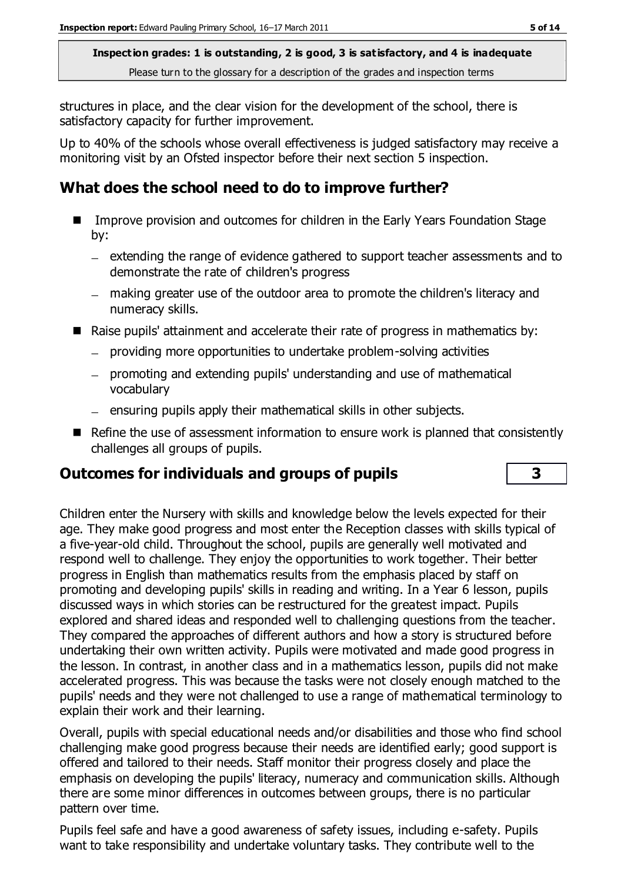structures in place, and the clear vision for the development of the school, there is satisfactory capacity for further improvement.

Up to 40% of the schools whose overall effectiveness is judged satisfactory may receive a monitoring visit by an Ofsted inspector before their next section 5 inspection.

## What does the school need to do to improve further?

- Improve provision and outcomes for children in the Early Years Foundation Stage by:
  - extending the range of evidence gathered to support teacher assessments and to demonstrate the rate of children's progress
  - making greater use of the outdoor area to promote the children's literacy and numeracy skills.
- Raise pupils' attainment and accelerate their rate of progress in mathematics by:
  - providing more opportunities to undertake problem-solving activities
  - promoting and extending pupils' understanding and use of mathematical vocabulary
  - ensuring pupils apply their mathematical skills in other subjects.
- Refine the use of assessment information to ensure work is planned that consistently challenges all groups of pupils.

## Outcomes for individuals and groups of pupils | 3

Children enter the Nursery with skills and knowledge below the levels expected for their age. They make good progress and most enter the Reception classes with skills typical of a five-year-old child. Throughout the school, pupils are generally well motivated and respond well to challenge. They enjoy the opportunities to work together. Their better progress in English than mathematics results from the emphasis placed by staff on promoting and developing pupils' skills in reading and writing. In a Year 6 lesson, pupils discussed ways in which stories can be restructured for the greatest impact. Pupils explored and shared ideas and responded well to challenging questions from the teacher. They compared the approaches of different authors and how a story is structured before undertaking their own written activity. Pupils were motivated and made good progress in the lesson. In contrast, in another class and in a mathematics lesson, pupils did not make accelerated progress. This was because the tasks were not closely enough matched to the pupils' needs and they were not challenged to use a range of mathematical terminology to explain their work and their learning.

Overall, pupils with special educational needs and/or disabilities and those who find school challenging make good progress because their needs are identified early; good support is offered and tailored to their needs. Staff monitor their progress closely and place the emphasis on developing the pupils' literacy, numeracy and communication skills. Although there are some minor differences in outcomes between groups, there is no particular pattern over time.

Pupils feel safe and have a good awareness of safety issues, including e-safety. Pupils want to take responsibility and undertake voluntary tasks. They contribute well to the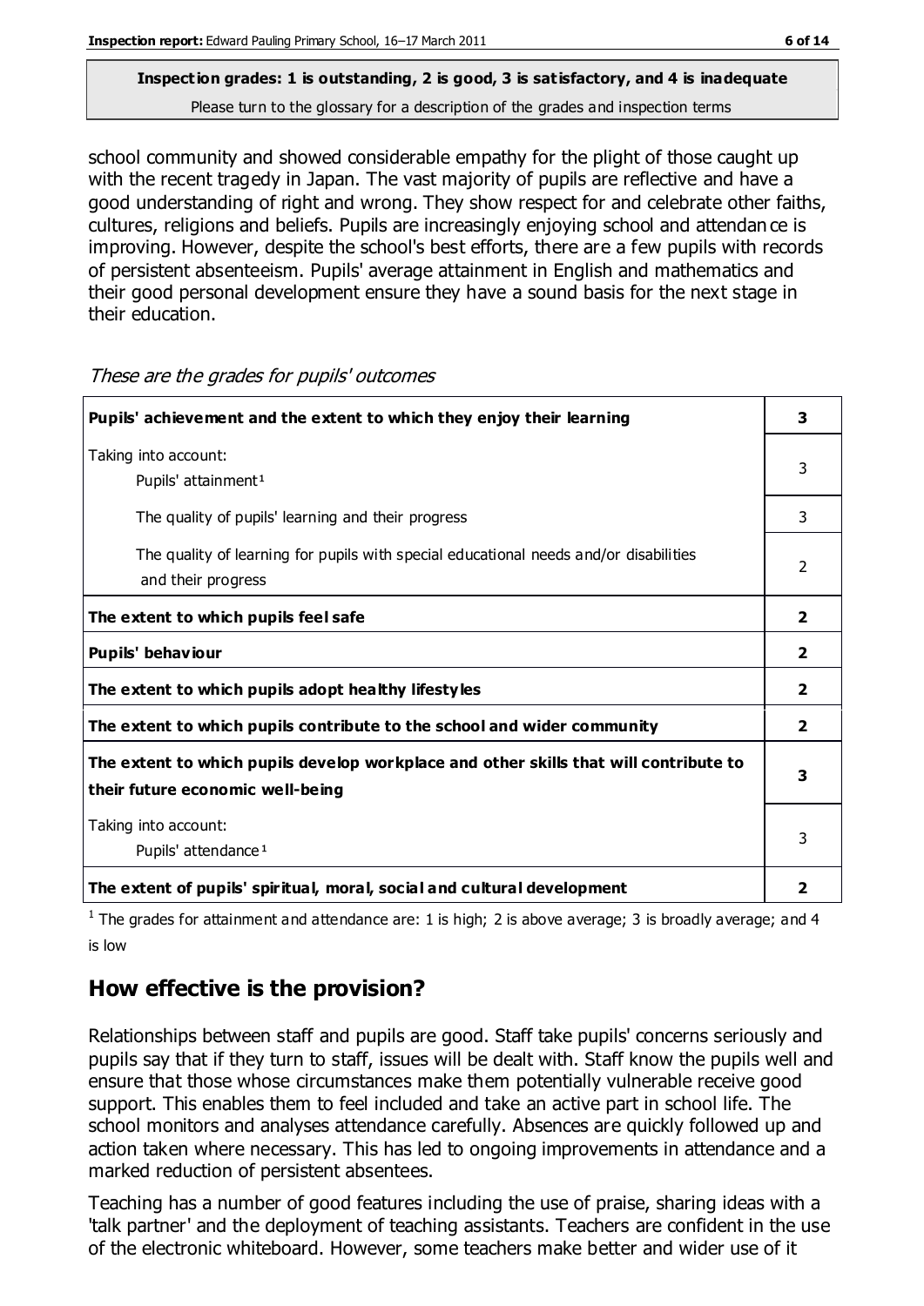**Inspection grades: 1 is outstanding, 2 is good, 3 is satisfactory, and 4 is inadequate**
Please turn to the glossary for a description of the grades and inspection terms

school community and showed considerable empathy for the plight of those caught up with the recent tragedy in Japan. The vast majority of pupils are reflective and have a good understanding of right and wrong. They show respect for and celebrate other faiths, cultures, religions and beliefs. Pupils are increasingly enjoying school and attendance is improving. However, despite the school's best efforts, there are a few pupils with records of persistent absenteeism. Pupils' average attainment in English and mathematics and their good personal development ensure they have a sound basis for the next stage in their education.

*These are the grades for pupils' outcomes*

| | |
|---|---|
| **Pupils' achievement and the extent to which they enjoy their learning** | **3** |
| Taking into account: Pupils' attainment[1] | 3 |
| The quality of pupils' learning and their progress | 3 |
| The quality of learning for pupils with special educational needs and/or disabilities and their progress | 2 |
| **The extent to which pupils feel safe** | **2** |
| **Pupils' behaviour** | **2** |
| **The extent to which pupils adopt healthy lifestyles** | **2** |
| **The extent to which pupils contribute to the school and wider community** | **2** |
| **The extent to which pupils develop workplace and other skills that will contribute to their future economic well-being** | **3** |
| Taking into account: Pupils' attendance[1] | 3 |
| **The extent of pupils' spiritual, moral, social and cultural development** | **2** |

[1] The grades for attainment and attendance are: 1 is high; 2 is above average; 3 is broadly average; and 4 is low

## How effective is the provision?

Relationships between staff and pupils are good. Staff take pupils' concerns seriously and pupils say that if they turn to staff, issues will be dealt with. Staff know the pupils well and ensure that those whose circumstances make them potentially vulnerable receive good support. This enables them to feel included and take an active part in school life. The school monitors and analyses attendance carefully. Absences are quickly followed up and action taken where necessary. This has led to ongoing improvements in attendance and a marked reduction of persistent absentees.

Teaching has a number of good features including the use of praise, sharing ideas with a 'talk partner' and the deployment of teaching assistants. Teachers are confident in the use of the electronic whiteboard. However, some teachers make better and wider use of it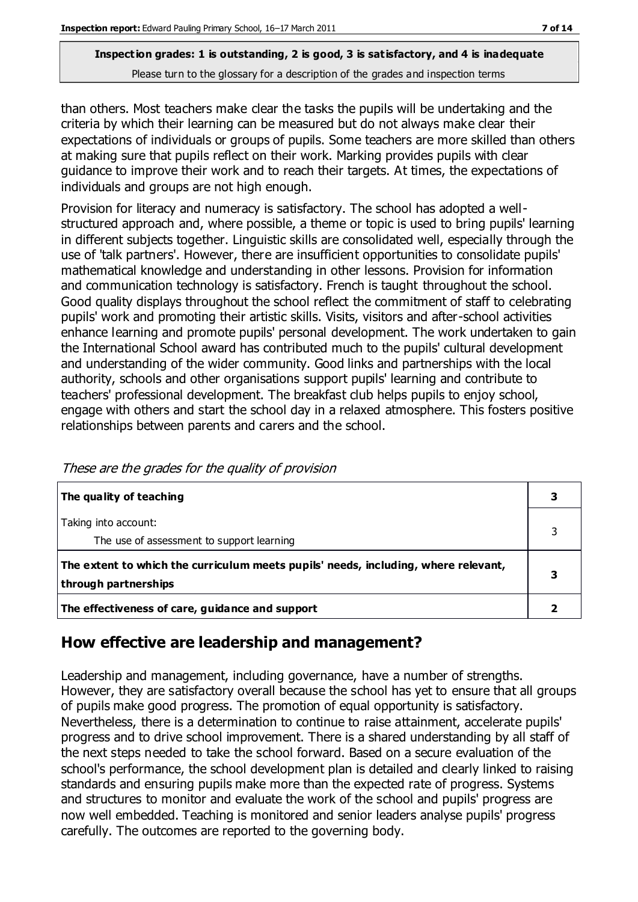than others. Most teachers make clear the tasks the pupils will be undertaking and the criteria by which their learning can be measured but do not always make clear their expectations of individuals or groups of pupils. Some teachers are more skilled than others at making sure that pupils reflect on their work. Marking provides pupils with clear guidance to improve their work and to reach their targets. At times, the expectations of individuals and groups are not high enough.

Provision for literacy and numeracy is satisfactory. The school has adopted a well-structured approach and, where possible, a theme or topic is used to bring pupils' learning in different subjects together. Linguistic skills are consolidated well, especially through the use of 'talk partners'. However, there are insufficient opportunities to consolidate pupils' mathematical knowledge and understanding in other lessons. Provision for information and communication technology is satisfactory. French is taught throughout the school. Good quality displays throughout the school reflect the commitment of staff to celebrating pupils' work and promoting their artistic skills. Visits, visitors and after-school activities enhance learning and promote pupils' personal development. The work undertaken to gain the International School award has contributed much to the pupils' cultural development and understanding of the wider community. Good links and partnerships with the local authority, schools and other organisations support pupils' learning and contribute to teachers' professional development. The breakfast club helps pupils to enjoy school, engage with others and start the school day in a relaxed atmosphere. This fosters positive relationships between parents and carers and the school.

*These are the grades for the quality of provision*

| | |
|---|---|
| **The quality of teaching** | **3** |
| Taking into account:<br>The use of assessment to support learning | 3 |
| **The extent to which the curriculum meets pupils' needs, including, where relevant, through partnerships** | **3** |
| **The effectiveness of care, guidance and support** | **2** |

## How effective are leadership and management?

Leadership and management, including governance, have a number of strengths. However, they are satisfactory overall because the school has yet to ensure that all groups of pupils make good progress. The promotion of equal opportunity is satisfactory. Nevertheless, there is a determination to continue to raise attainment, accelerate pupils' progress and to drive school improvement. There is a shared understanding by all staff of the next steps needed to take the school forward. Based on a secure evaluation of the school's performance, the school development plan is detailed and clearly linked to raising standards and ensuring pupils make more than the expected rate of progress. Systems and structures to monitor and evaluate the work of the school and pupils' progress are now well embedded. Teaching is monitored and senior leaders analyse pupils' progress carefully. The outcomes are reported to the governing body.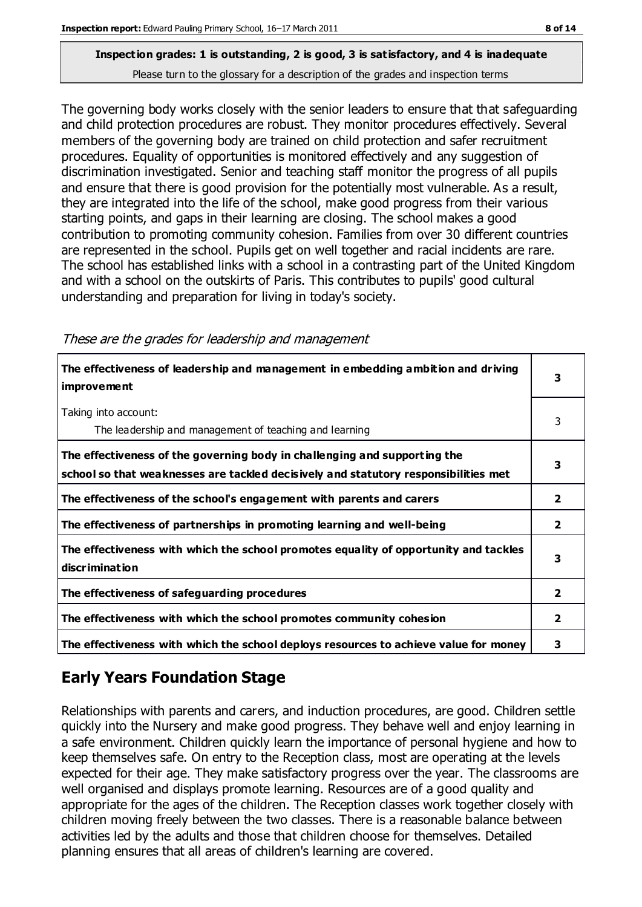**Inspection grades: 1 is outstanding, 2 is good, 3 is satisfactory, and 4 is inadequate**
Please turn to the glossary for a description of the grades and inspection terms

The governing body works closely with the senior leaders to ensure that that safeguarding and child protection procedures are robust. They monitor procedures effectively. Several members of the governing body are trained on child protection and safer recruitment procedures. Equality of opportunities is monitored effectively and any suggestion of discrimination investigated. Senior and teaching staff monitor the progress of all pupils and ensure that there is good provision for the potentially most vulnerable. As a result, they are integrated into the life of the school, make good progress from their various starting points, and gaps in their learning are closing. The school makes a good contribution to promoting community cohesion. Families from over 30 different countries are represented in the school. Pupils get on well together and racial incidents are rare. The school has established links with a school in a contrasting part of the United Kingdom and with a school on the outskirts of Paris. This contributes to pupils' good cultural understanding and preparation for living in today's society.

*These are the grades for leadership and management*

| | |
|---|---|
| **The effectiveness of leadership and management in embedding ambition and driving improvement** | **3** |
| Taking into account:<br>The leadership and management of teaching and learning | 3 |
| **The effectiveness of the governing body in challenging and supporting the school so that weaknesses are tackled decisively and statutory responsibilities met** | **3** |
| **The effectiveness of the school's engagement with parents and carers** | **2** |
| **The effectiveness of partnerships in promoting learning and well-being** | **2** |
| **The effectiveness with which the school promotes equality of opportunity and tackles discrimination** | **3** |
| **The effectiveness of safeguarding procedures** | **2** |
| **The effectiveness with which the school promotes community cohesion** | **2** |
| **The effectiveness with which the school deploys resources to achieve value for money** | **3** |

## Early Years Foundation Stage

Relationships with parents and carers, and induction procedures, are good. Children settle quickly into the Nursery and make good progress. They behave well and enjoy learning in a safe environment. Children quickly learn the importance of personal hygiene and how to keep themselves safe. On entry to the Reception class, most are operating at the levels expected for their age. They make satisfactory progress over the year. The classrooms are well organised and displays promote learning. Resources are of a good quality and appropriate for the ages of the children. The Reception classes work together closely with children moving freely between the two classes. There is a reasonable balance between activities led by the adults and those that children choose for themselves. Detailed planning ensures that all areas of children's learning are covered.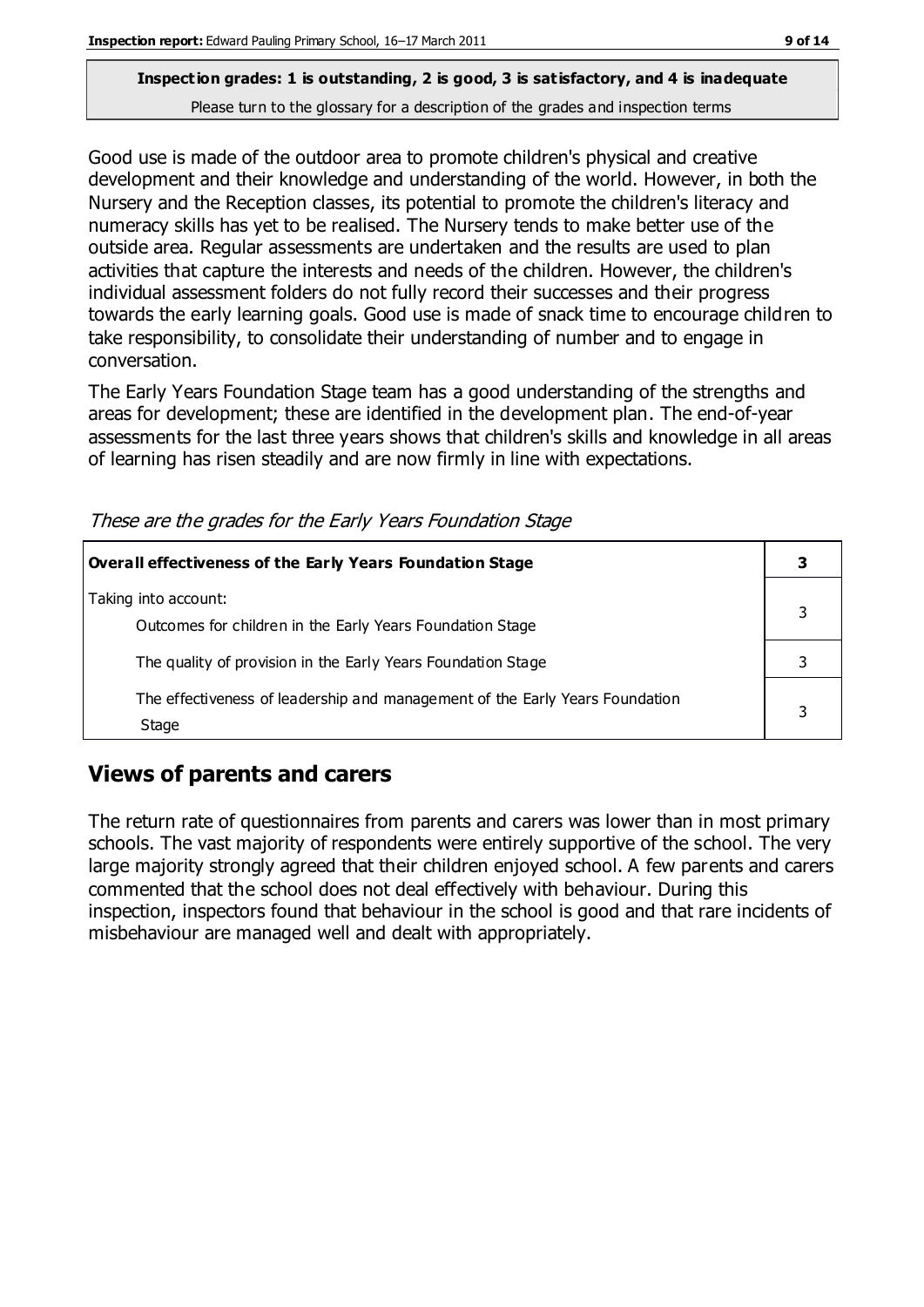**Inspection grades: 1 is outstanding, 2 is good, 3 is satisfactory, and 4 is inadequate**
Please turn to the glossary for a description of the grades and inspection terms

Good use is made of the outdoor area to promote children's physical and creative development and their knowledge and understanding of the world. However, in both the Nursery and the Reception classes, its potential to promote the children's literacy and numeracy skills has yet to be realised. The Nursery tends to make better use of the outside area. Regular assessments are undertaken and the results are used to plan activities that capture the interests and needs of the children. However, the children's individual assessment folders do not fully record their successes and their progress towards the early learning goals. Good use is made of snack time to encourage children to take responsibility, to consolidate their understanding of number and to engage in conversation.

The Early Years Foundation Stage team has a good understanding of the strengths and areas for development; these are identified in the development plan. The end-of-year assessments for the last three years shows that children's skills and knowledge in all areas of learning has risen steadily and are now firmly in line with expectations.

*These are the grades for the Early Years Foundation Stage*

| **Overall effectiveness of the Early Years Foundation Stage** | **3** |
|---|---|
| Taking into account: Outcomes for children in the Early Years Foundation Stage | 3 |
| The quality of provision in the Early Years Foundation Stage | 3 |
| The effectiveness of leadership and management of the Early Years Foundation Stage | 3 |

## Views of parents and carers

The return rate of questionnaires from parents and carers was lower than in most primary schools. The vast majority of respondents were entirely supportive of the school. The very large majority strongly agreed that their children enjoyed school. A few parents and carers commented that the school does not deal effectively with behaviour. During this inspection, inspectors found that behaviour in the school is good and that rare incidents of misbehaviour are managed well and dealt with appropriately.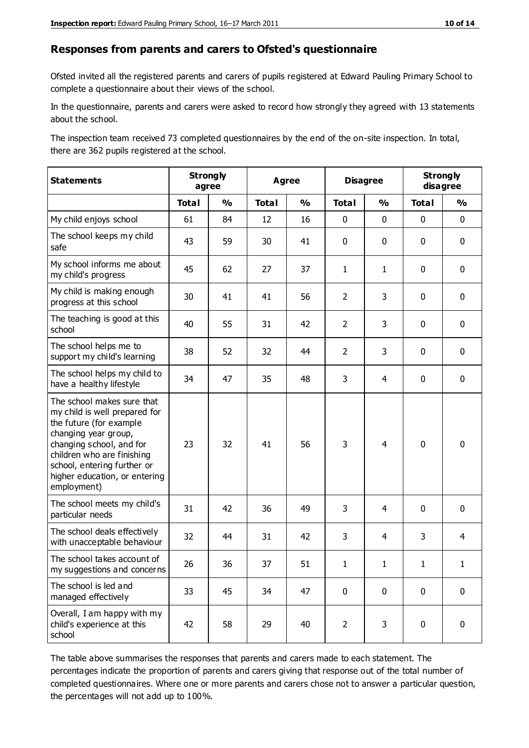## Responses from parents and carers to Ofsted's questionnaire

Ofsted invited all the registered parents and carers of pupils registered at Edward Pauling Primary School to complete a questionnaire about their views of the school.

In the questionnaire, parents and carers were asked to record how strongly they agreed with 13 statements about the school.

The inspection team received 73 completed questionnaires by the end of the on-site inspection. In total, there are 362 pupils registered at the school.

| Statements | Strongly agree | | Agree | | Disagree | | Strongly disagree | |
|---|---|---|---|---|---|---|---|---|
| | Total | % | Total | % | Total | % | Total | % |
| My child enjoys school | 61 | 84 | 12 | 16 | 0 | 0 | 0 | 0 |
| The school keeps my child safe | 43 | 59 | 30 | 41 | 0 | 0 | 0 | 0 |
| My school informs me about my child's progress | 45 | 62 | 27 | 37 | 1 | 1 | 0 | 0 |
| My child is making enough progress at this school | 30 | 41 | 41 | 56 | 2 | 3 | 0 | 0 |
| The teaching is good at this school | 40 | 55 | 31 | 42 | 2 | 3 | 0 | 0 |
| The school helps me to support my child's learning | 38 | 52 | 32 | 44 | 2 | 3 | 0 | 0 |
| The school helps my child to have a healthy lifestyle | 34 | 47 | 35 | 48 | 3 | 4 | 0 | 0 |
| The school makes sure that my child is well prepared for the future (for example changing year group, changing school, and for children who are finishing school, entering further or higher education, or entering employment) | 23 | 32 | 41 | 56 | 3 | 4 | 0 | 0 |
| The school meets my child's particular needs | 31 | 42 | 36 | 49 | 3 | 4 | 0 | 0 |
| The school deals effectively with unacceptable behaviour | 32 | 44 | 31 | 42 | 3 | 4 | 3 | 4 |
| The school takes account of my suggestions and concerns | 26 | 36 | 37 | 51 | 1 | 1 | 1 | 1 |
| The school is led and managed effectively | 33 | 45 | 34 | 47 | 0 | 0 | 0 | 0 |
| Overall, I am happy with my child's experience at this school | 42 | 58 | 29 | 40 | 2 | 3 | 0 | 0 |

The table above summarises the responses that parents and carers made to each statement. The percentages indicate the proportion of parents and carers giving that response out of the total number of completed questionnaires. Where one or more parents and carers chose not to answer a particular question, the percentages will not add up to 100%.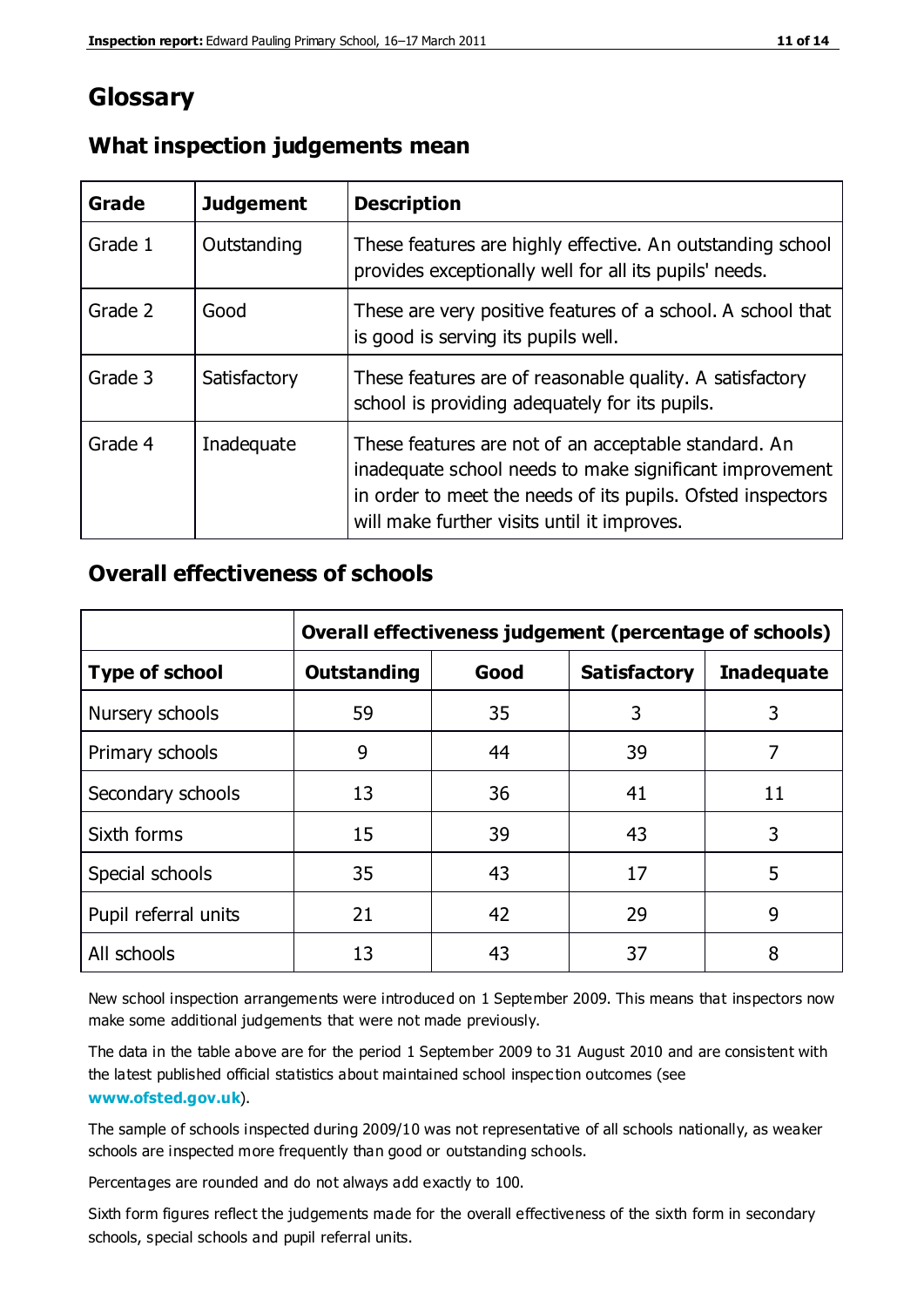# Glossary

## What inspection judgements mean

| Grade | Judgement | Description |
|---|---|---|
| Grade 1 | Outstanding | These features are highly effective. An outstanding school provides exceptionally well for all its pupils' needs. |
| Grade 2 | Good | These are very positive features of a school. A school that is good is serving its pupils well. |
| Grade 3 | Satisfactory | These features are of reasonable quality. A satisfactory school is providing adequately for its pupils. |
| Grade 4 | Inadequate | These features are not of an acceptable standard. An inadequate school needs to make significant improvement in order to meet the needs of its pupils. Ofsted inspectors will make further visits until it improves. |

## Overall effectiveness of schools

| | Overall effectiveness judgement (percentage of schools) | | | |
|---|---|---|---|---|
| **Type of school** | **Outstanding** | **Good** | **Satisfactory** | **Inadequate** |
| Nursery schools | 59 | 35 | 3 | 3 |
| Primary schools | 9 | 44 | 39 | 7 |
| Secondary schools | 13 | 36 | 41 | 11 |
| Sixth forms | 15 | 39 | 43 | 3 |
| Special schools | 35 | 43 | 17 | 5 |
| Pupil referral units | 21 | 42 | 29 | 9 |
| All schools | 13 | 43 | 37 | 8 |

New school inspection arrangements were introduced on 1 September 2009. This means that inspectors now make some additional judgements that were not made previously.

The data in the table above are for the period 1 September 2009 to 31 August 2010 and are consistent with the latest published official statistics about maintained school inspection outcomes (see **www.ofsted.gov.uk**).

The sample of schools inspected during 2009/10 was not representative of all schools nationally, as weaker schools are inspected more frequently than good or outstanding schools.

Percentages are rounded and do not always add exactly to 100.

Sixth form figures reflect the judgements made for the overall effectiveness of the sixth form in secondary schools, special schools and pupil referral units.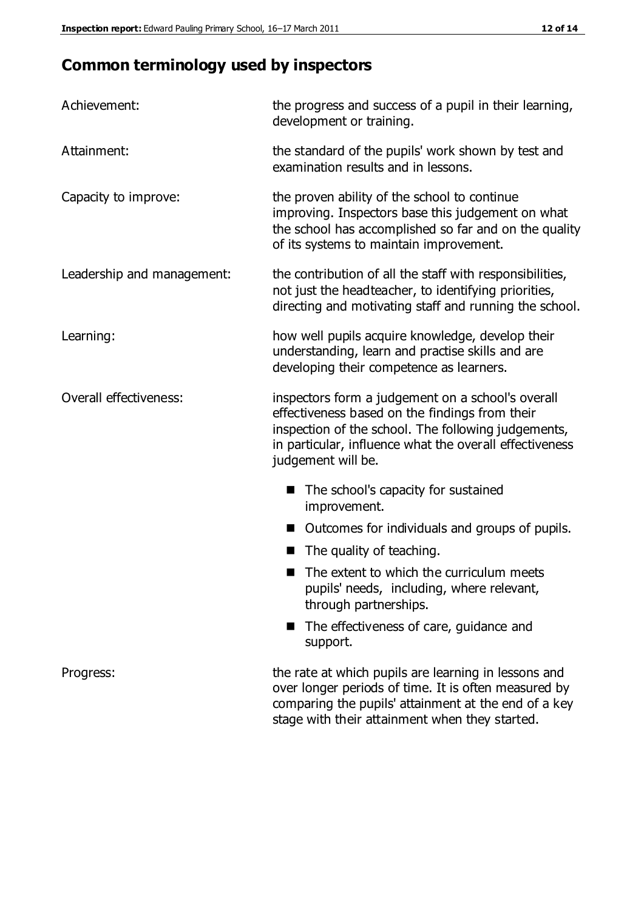## Common terminology used by inspectors

| | |
|---|---|
| Achievement: | the progress and success of a pupil in their learning, development or training. |
| Attainment: | the standard of the pupils' work shown by test and examination results and in lessons. |
| Capacity to improve: | the proven ability of the school to continue improving. Inspectors base this judgement on what the school has accomplished so far and on the quality of its systems to maintain improvement. |
| Leadership and management: | the contribution of all the staff with responsibilities, not just the headteacher, to identifying priorities, directing and motivating staff and running the school. |
| Learning: | how well pupils acquire knowledge, develop their understanding, learn and practise skills and are developing their competence as learners. |
| Overall effectiveness: | inspectors form a judgement on a school's overall effectiveness based on the findings from their inspection of the school. The following judgements, in particular, influence what the overall effectiveness judgement will be. <br>■ The school's capacity for sustained improvement.<br>■ Outcomes for individuals and groups of pupils.<br>■ The quality of teaching.<br>■ The extent to which the curriculum meets pupils' needs, including, where relevant, through partnerships.<br>■ The effectiveness of care, guidance and support. |
| Progress: | the rate at which pupils are learning in lessons and over longer periods of time. It is often measured by comparing the pupils' attainment at the end of a key stage with their attainment when they started. |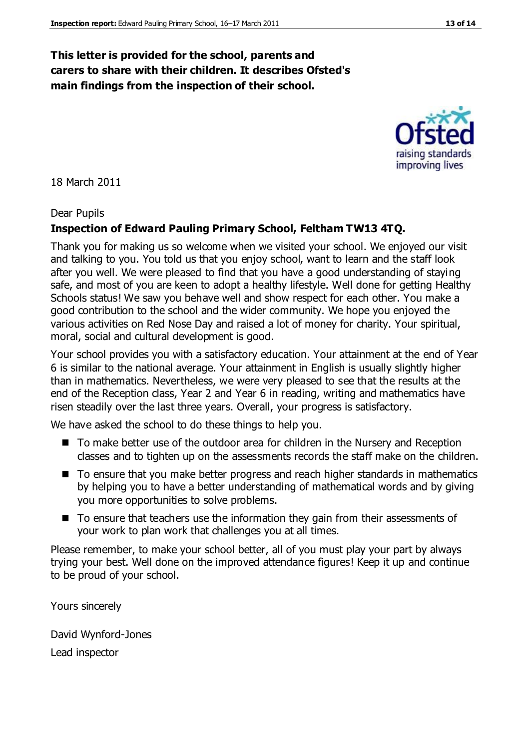**This letter is provided for the school, parents and carers to share with their children. It describes Ofsted's main findings from the inspection of their school.**

18 March 2011

Dear Pupils

**Inspection of Edward Pauling Primary School, Feltham TW13 4TQ.**

Thank you for making us so welcome when we visited your school. We enjoyed our visit and talking to you. You told us that you enjoy school, want to learn and the staff look after you well. We were pleased to find that you have a good understanding of staying safe, and most of you are keen to adopt a healthy lifestyle. Well done for getting Healthy Schools status! We saw you behave well and show respect for each other. You make a good contribution to the school and the wider community. We hope you enjoyed the various activities on Red Nose Day and raised a lot of money for charity. Your spiritual, moral, social and cultural development is good.

Your school provides you with a satisfactory education. Your attainment at the end of Year 6 is similar to the national average. Your attainment in English is usually slightly higher than in mathematics. Nevertheless, we were very pleased to see that the results at the end of the Reception class, Year 2 and Year 6 in reading, writing and mathematics have risen steadily over the last three years. Overall, your progress is satisfactory.

We have asked the school to do these things to help you.

- To make better use of the outdoor area for children in the Nursery and Reception classes and to tighten up on the assessments records the staff make on the children.
- To ensure that you make better progress and reach higher standards in mathematics by helping you to have a better understanding of mathematical words and by giving you more opportunities to solve problems.
- To ensure that teachers use the information they gain from their assessments of your work to plan work that challenges you at all times.

Please remember, to make your school better, all of you must play your part by always trying your best. Well done on the improved attendance figures! Keep it up and continue to be proud of your school.

Yours sincerely

David Wynford-Jones

Lead inspector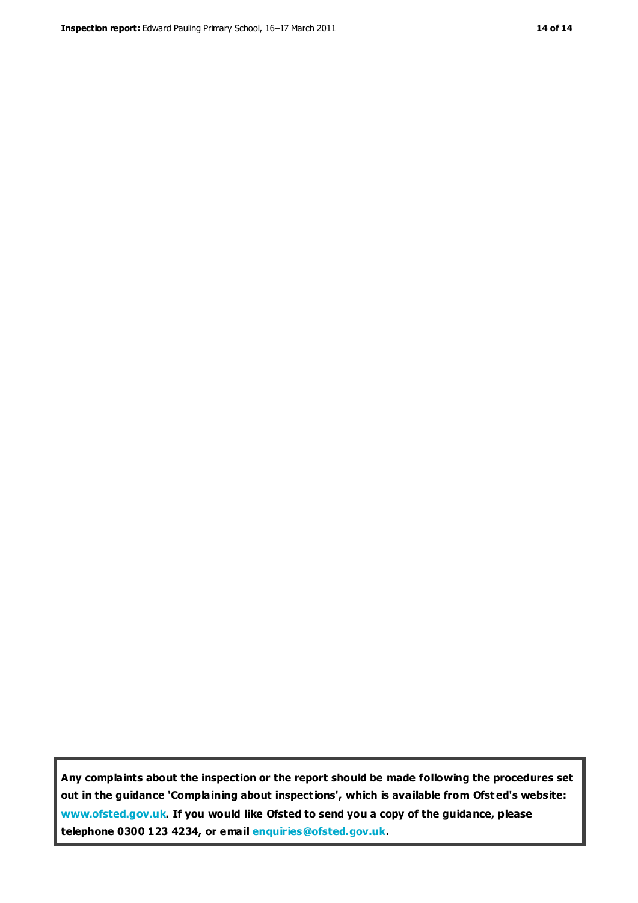**Any complaints about the inspection or the report should be made following the procedures set out in the guidance 'Complaining about inspections', which is available from Ofsted's website: www.ofsted.gov.uk. If you would like Ofsted to send you a copy of the guidance, please telephone 0300 123 4234, or email enquiries@ofsted.gov.uk.**